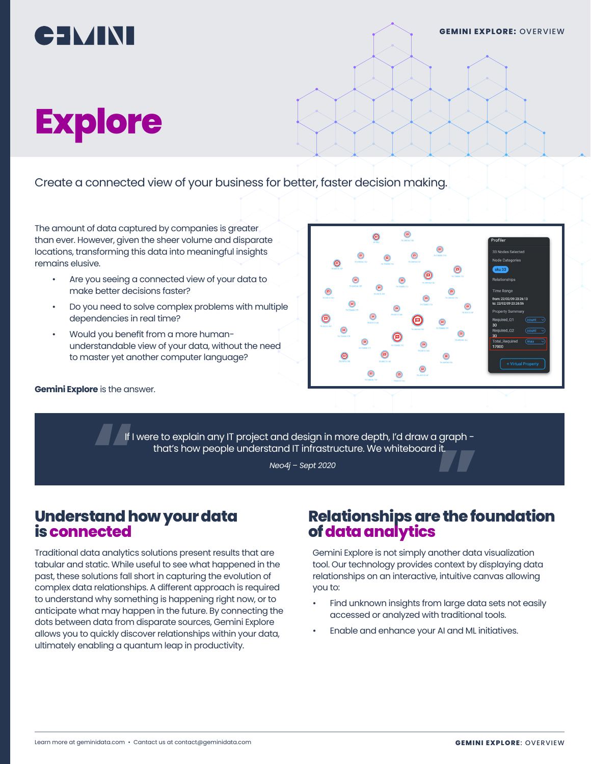# Explore

Create a connected view of your business for better, faster decision making.

The amount of data captured by companies is greater than ever. However, given the sheer volume and disparate locations, transforming this data into meaningful insights remains elusive.

- Are you seeing a connected view of your data to make better decisions faster?
- Do you need to solve complex problems with multiple dependencies in real time?
- Would you benefit from a more human-understandable view of your data, without the need to master yet another computer language?

**Gemini Explore** is the answer.

> If I were to explain any IT project and design in more depth, I'd draw a graph - that's how people understand IT infrastructure. We whiteboard it.
>
> *Neo4j – Sept 2020*

## Understand how your data is connected

Traditional data analytics solutions present results that are tabular and static. While useful to see what happened in the past, these solutions fall short in capturing the evolution of complex data relationships. A different approach is required to understand why something is happening right now, or to anticipate what may happen in the future. By connecting the dots between data from disparate sources, Gemini Explore allows you to quickly discover relationships within your data, ultimately enabling a quantum leap in productivity.

## Relationships are the foundation of data analytics

Gemini Explore is not simply another data visualization tool. Our technology provides context by displaying data relationships on an interactive, intuitive canvas allowing you to:

- Find unknown insights from large data sets not easily accessed or analyzed with traditional tools.
- Enable and enhance your AI and ML initiatives.

Learn more at geminidata.com • Contact us at contact@geminidata.com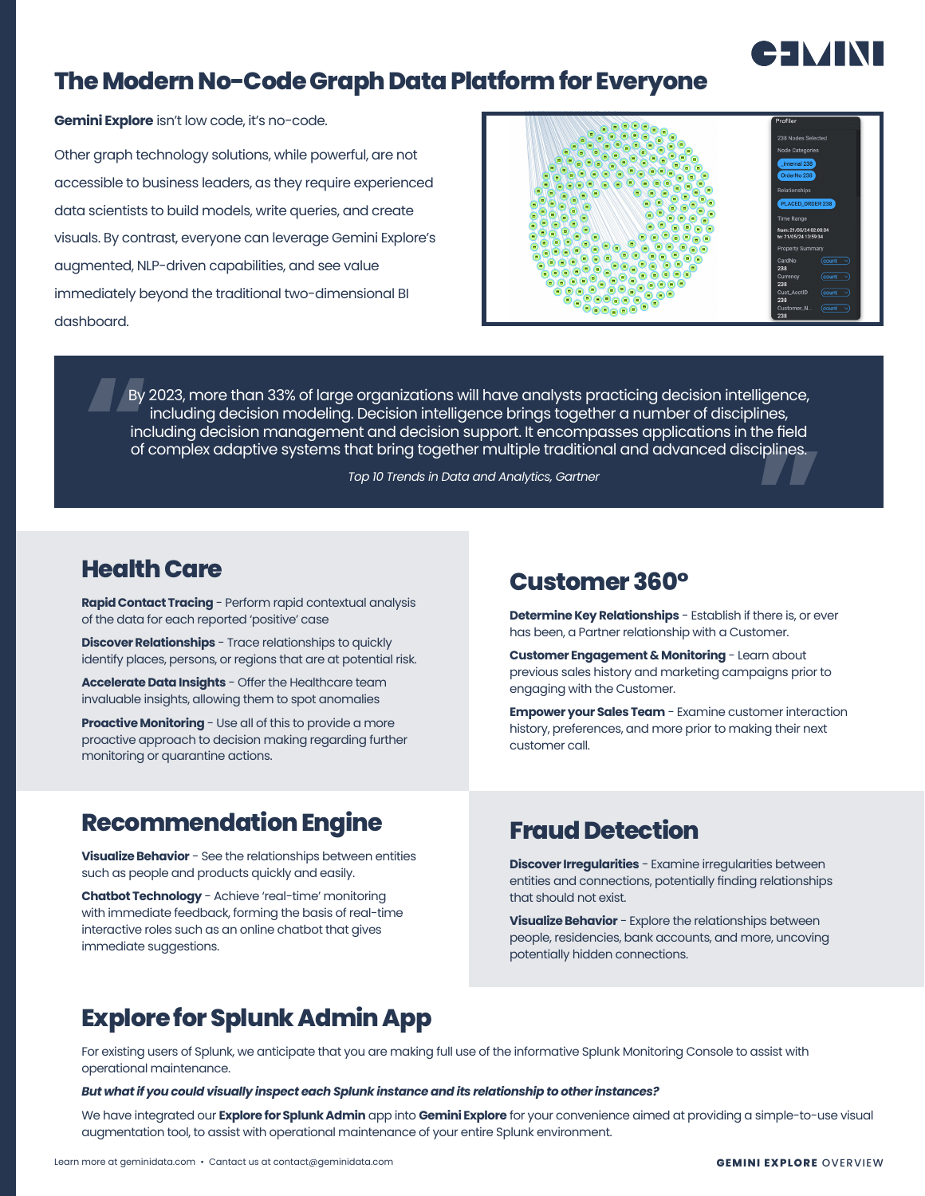# The Modern No-Code Graph Data Platform for Everyone

**Gemini Explore** isn't low code, it's no-code.

Other graph technology solutions, while powerful, are not accessible to business leaders, as they require experienced data scientists to build models, write queries, and create visuals. By contrast, everyone can leverage Gemini Explore's augmented, NLP-driven capabilities, and see value immediately beyond the traditional two-dimensional BI dashboard.

> By 2023, more than 33% of large organizations will have analysts practicing decision intelligence, including decision modeling. Decision intelligence brings together a number of disciplines, including decision management and decision support. It encompasses applications in the field of complex adaptive systems that bring together multiple traditional and advanced disciplines.
>
> *Top 10 Trends in Data and Analytics, Gartner*

## Health Care

**Rapid Contact Tracing** - Perform rapid contextual analysis of the data for each reported 'positive' case

**Discover Relationships** - Trace relationships to quickly identify places, persons, or regions that are at potential risk.

**Accelerate Data Insights** - Offer the Healthcare team invaluable insights, allowing them to spot anomalies

**Proactive Monitoring** - Use all of this to provide a more proactive approach to decision making regarding further monitoring or quarantine actions.

## Customer 360°

**Determine Key Relationships** - Establish if there is, or ever has been, a Partner relationship with a Customer.

**Customer Engagement & Monitoring** - Learn about previous sales history and marketing campaigns prior to engaging with the Customer.

**Empower your Sales Team** - Examine customer interaction history, preferences, and more prior to making their next customer call.

## Recommendation Engine

**Visualize Behavior** - See the relationships between entities such as people and products quickly and easily.

**Chatbot Technology** - Achieve 'real-time' monitoring with immediate feedback, forming the basis of real-time interactive roles such as an online chatbot that gives immediate suggestions.

## Fraud Detection

**Discover Irregularities** - Examine irregularities between entities and connections, potentially finding relationships that should not exist.

**Visualize Behavior** - Explore the relationships between people, residencies, bank accounts, and more, uncoving potentially hidden connections.

## Explore for Splunk Admin App

For existing users of Splunk, we anticipate that you are making full use of the informative Splunk Monitoring Console to assist with operational maintenance.

***But what if you could visually inspect each Splunk instance and its relationship to other instances?***

We have integrated our **Explore for Splunk Admin** app into **Gemini Explore** for your convenience aimed at providing a simple-to-use visual augmentation tool, to assist with operational maintenance of your entire Splunk environment.

Learn more at geminidata.com • Contact us at contact@geminidata.com